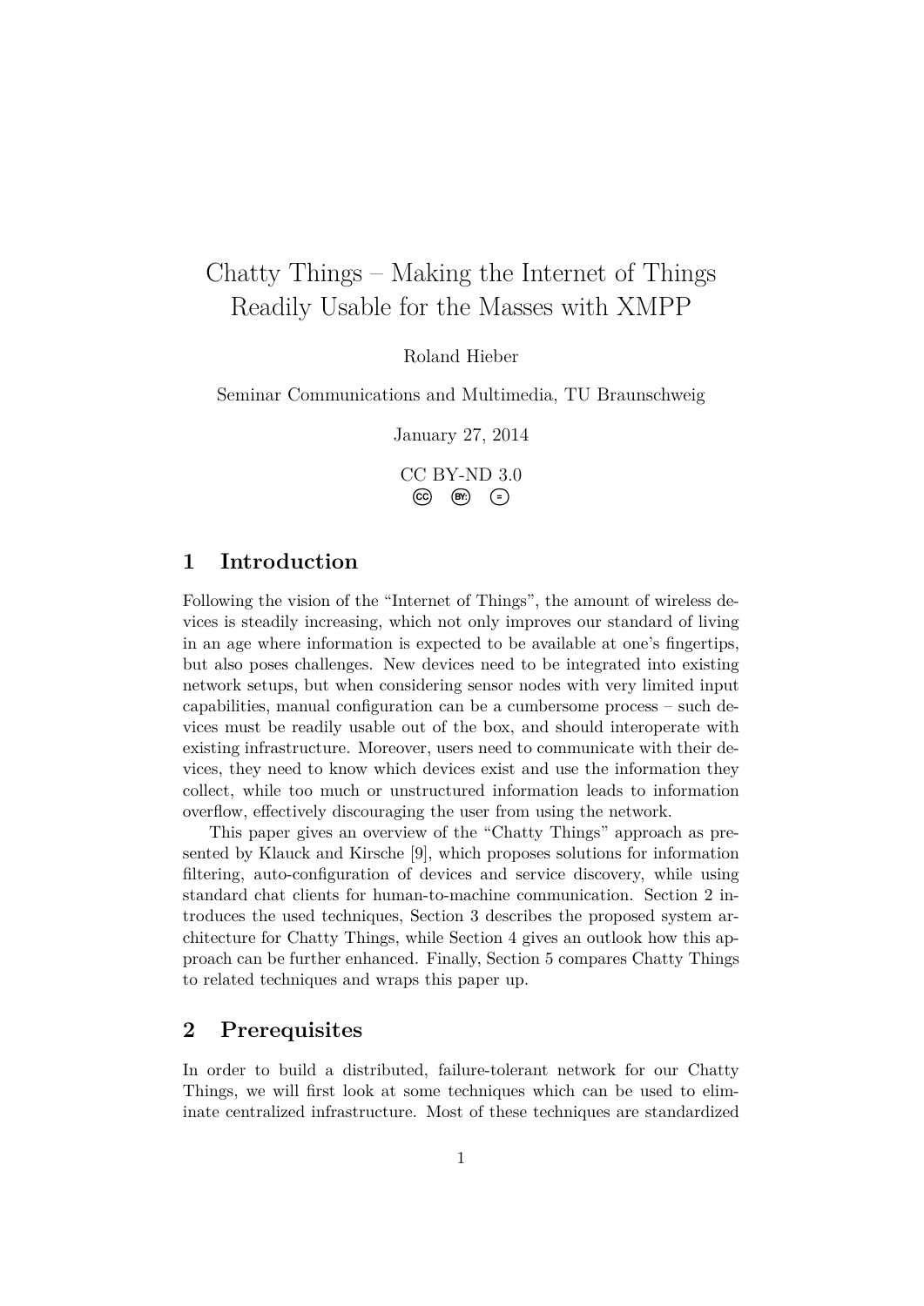# Chatty Things – Making the Internet of Things Readily Usable for the Masses with XMPP

Roland Hieber

Seminar Communications and Multimedia, TU Braunschweig

January 27, 2014

CC BY-ND 3.0

## 1 Introduction

Following the vision of the "Internet of Things", the amount of wireless devices is steadily increasing, which not only improves our standard of living in an age where information is expected to be available at one's fingertips, but also poses challenges. New devices need to be integrated into existing network setups, but when considering sensor nodes with very limited input capabilities, manual configuration can be a cumbersome process – such devices must be readily usable out of the box, and should interoperate with existing infrastructure. Moreover, users need to communicate with their devices, they need to know which devices exist and use the information they collect, while too much or unstructured information leads to information overflow, effectively discouraging the user from using the network.

This paper gives an overview of the "Chatty Things" approach as presented by Klauck and Kirsche [9], which proposes solutions for information filtering, auto-configuration of devices and service discovery, while using standard chat clients for human-to-machine communication. Section 2 introduces the used techniques, Section 3 describes the proposed system architecture for Chatty Things, while Section 4 gives an outlook how this approach can be further enhanced. Finally, Section 5 compares Chatty Things to related techniques and wraps this paper up.

## 2 Prerequisites

In order to build a distributed, failure-tolerant network for our Chatty Things, we will first look at some techniques which can be used to eliminate centralized infrastructure. Most of these techniques are standardized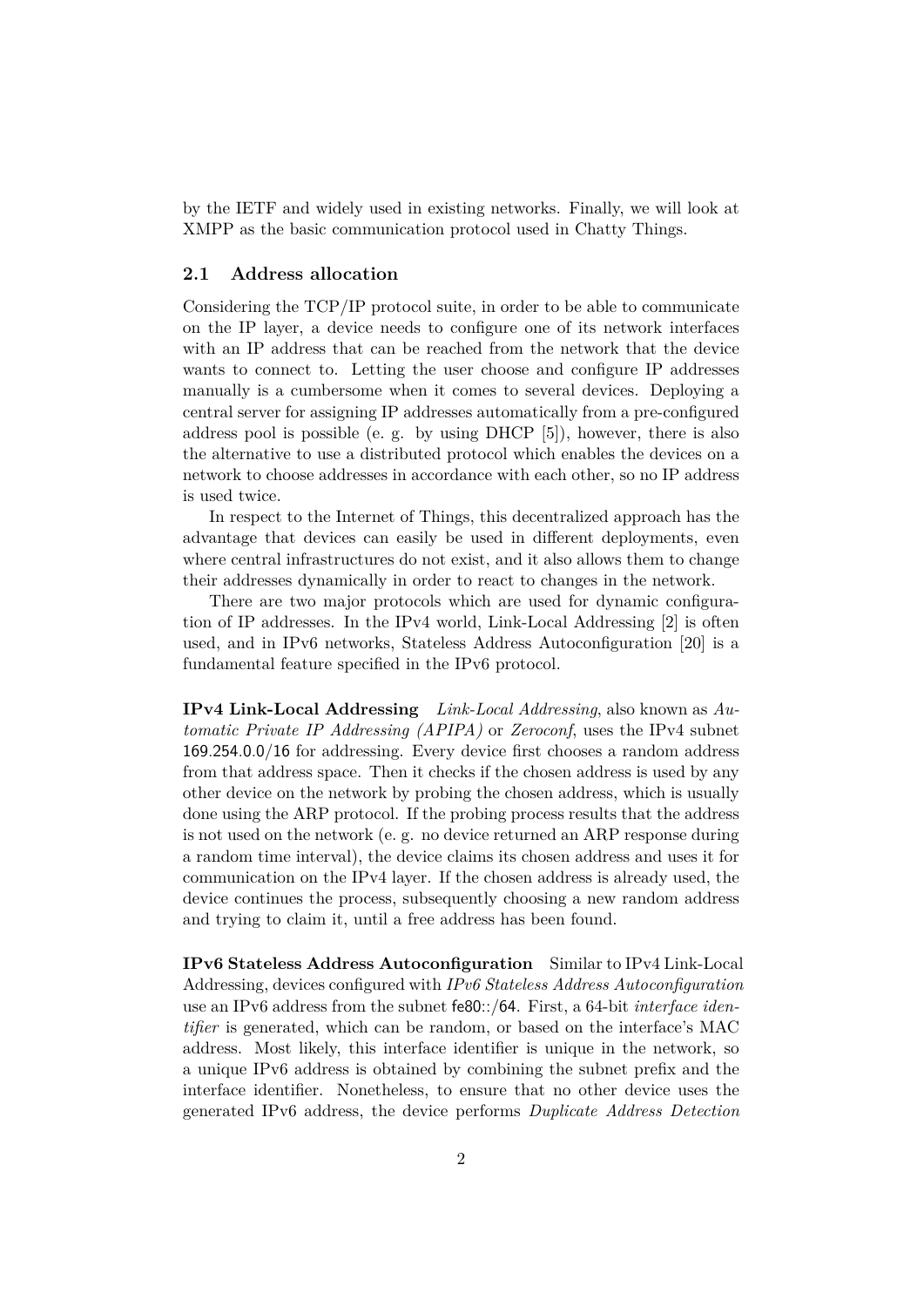by the IETF and widely used in existing networks. Finally, we will look at XMPP as the basic communication protocol used in Chatty Things.

## 2.1 Address allocation

Considering the TCP/IP protocol suite, in order to be able to communicate on the IP layer, a device needs to configure one of its network interfaces with an IP address that can be reached from the network that the device wants to connect to. Letting the user choose and configure IP addresses manually is a cumbersome when it comes to several devices. Deploying a central server for assigning IP addresses automatically from a pre-configured address pool is possible (e. g. by using DHCP [5]), however, there is also the alternative to use a distributed protocol which enables the devices on a network to choose addresses in accordance with each other, so no IP address is used twice.

In respect to the Internet of Things, this decentralized approach has the advantage that devices can easily be used in different deployments, even where central infrastructures do not exist, and it also allows them to change their addresses dynamically in order to react to changes in the network.

There are two major protocols which are used for dynamic configuration of IP addresses. In the IPv4 world, Link-Local Addressing [2] is often used, and in IPv6 networks, Stateless Address Autoconfiguration [20] is a fundamental feature specified in the IPv6 protocol.

**IPv4 Link-Local Addressing** *Link-Local Addressing*, also known as *Automatic Private IP Addressing (APIPA)* or *Zeroconf*, uses the IPv4 subnet 169.254.0.0/16 for addressing. Every device first chooses a random address from that address space. Then it checks if the chosen address is used by any other device on the network by probing the chosen address, which is usually done using the ARP protocol. If the probing process results that the address is not used on the network (e. g. no device returned an ARP response during a random time interval), the device claims its chosen address and uses it for communication on the IPv4 layer. If the chosen address is already used, the device continues the process, subsequently choosing a new random address and trying to claim it, until a free address has been found.

**IPv6 Stateless Address Autoconfiguration** Similar to IPv4 Link-Local Addressing, devices configured with *IPv6 Stateless Address Autoconfiguration* use an IPv6 address from the subnet fe80::/64. First, a 64-bit *interface identifier* is generated, which can be random, or based on the interface's MAC address. Most likely, this interface identifier is unique in the network, so a unique IPv6 address is obtained by combining the subnet prefix and the interface identifier. Nonetheless, to ensure that no other device uses the generated IPv6 address, the device performs *Duplicate Address Detection*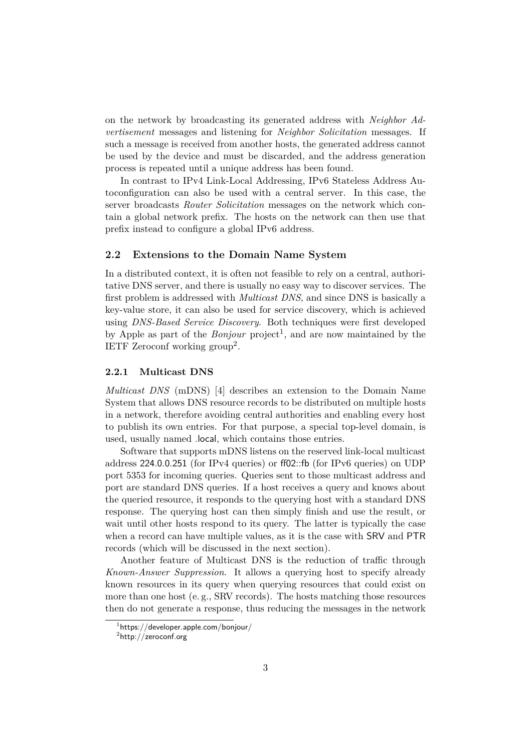on the network by broadcasting its generated address with *Neighbor Advertisement* messages and listening for *Neighbor Solicitation* messages. If such a message is received from another hosts, the generated address cannot be used by the device and must be discarded, and the address generation process is repeated until a unique address has been found.

In contrast to IPv4 Link-Local Addressing, IPv6 Stateless Address Autoconfiguration can also be used with a central server. In this case, the server broadcasts *Router Solicitation* messages on the network which contain a global network prefix. The hosts on the network can then use that prefix instead to configure a global IPv6 address.

## 2.2 Extensions to the Domain Name System

In a distributed context, it is often not feasible to rely on a central, authoritative DNS server, and there is usually no easy way to discover services. The first problem is addressed with *Multicast DNS*, and since DNS is basically a key-value store, it can also be used for service discovery, which is achieved using *DNS-Based Service Discovery*. Both techniques were first developed by Apple as part of the *Bonjour* project[1], and are now maintained by the IETF Zeroconf working group[2].

### 2.2.1 Multicast DNS

*Multicast DNS* (mDNS) [4] describes an extension to the Domain Name System that allows DNS resource records to be distributed on multiple hosts in a network, therefore avoiding central authorities and enabling every host to publish its own entries. For that purpose, a special top-level domain, is used, usually named .local, which contains those entries.

Software that supports mDNS listens on the reserved link-local multicast address 224.0.0.251 (for IPv4 queries) or ff02::fb (for IPv6 queries) on UDP port 5353 for incoming queries. Queries sent to those multicast address and port are standard DNS queries. If a host receives a query and knows about the queried resource, it responds to the querying host with a standard DNS response. The querying host can then simply finish and use the result, or wait until other hosts respond to its query. The latter is typically the case when a record can have multiple values, as it is the case with SRV and PTR records (which will be discussed in the next section).

Another feature of Multicast DNS is the reduction of traffic through *Known-Answer Suppression*. It allows a querying host to specify already known resources in its query when querying resources that could exist on more than one host (e. g., SRV records). The hosts matching those resources then do not generate a response, thus reducing the messages in the network

[1] https://developer.apple.com/bonjour/

[2] http://zeroconf.org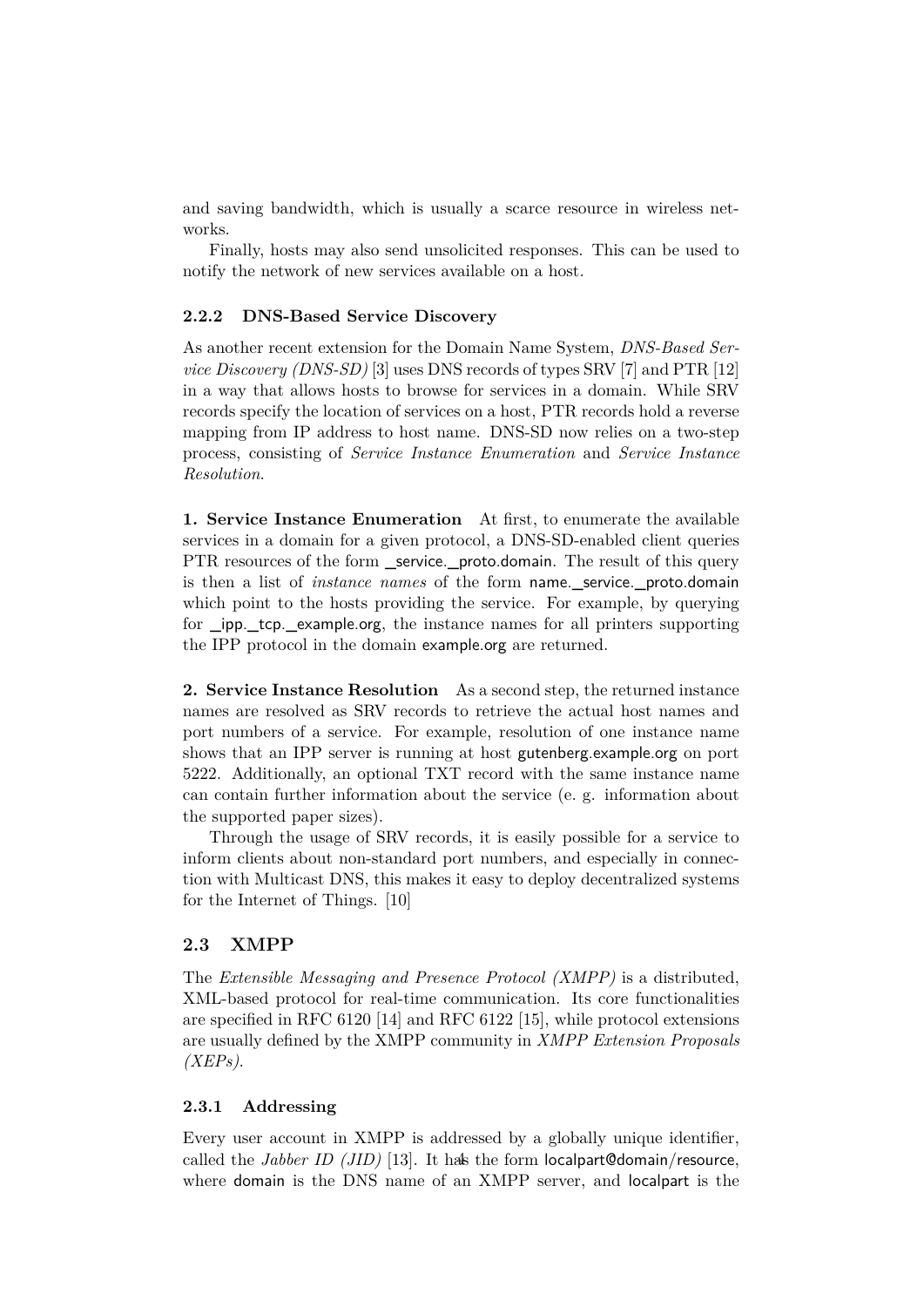and saving bandwidth, which is usually a scarce resource in wireless networks.

Finally, hosts may also send unsolicited responses. This can be used to notify the network of new services available on a host.

### 2.2.2 DNS-Based Service Discovery

As another recent extension for the Domain Name System, *DNS-Based Service Discovery (DNS-SD)* [3] uses DNS records of types SRV [7] and PTR [12] in a way that allows hosts to browse for services in a domain. While SRV records specify the location of services on a host, PTR records hold a reverse mapping from IP address to host name. DNS-SD now relies on a two-step process, consisting of *Service Instance Enumeration* and *Service Instance Resolution*.

**1. Service Instance Enumeration** At first, to enumerate the available services in a domain for a given protocol, a DNS-SD-enabled client queries PTR resources of the form _service._proto.domain. The result of this query is then a list of *instance names* of the form name._service._proto.domain which point to the hosts providing the service. For example, by querying for _ipp._tcp._example.org, the instance names for all printers supporting the IPP protocol in the domain example.org are returned.

**2. Service Instance Resolution** As a second step, the returned instance names are resolved as SRV records to retrieve the actual host names and port numbers of a service. For example, resolution of one instance name shows that an IPP server is running at host gutenberg.example.org on port 5222. Additionally, an optional TXT record with the same instance name can contain further information about the service (e. g. information about the supported paper sizes).

Through the usage of SRV records, it is easily possible for a service to inform clients about non-standard port numbers, and especially in connection with Multicast DNS, this makes it easy to deploy decentralized systems for the Internet of Things. [10]

## 2.3 XMPP

The *Extensible Messaging and Presence Protocol (XMPP)* is a distributed, XML-based protocol for real-time communication. Its core functionalities are specified in RFC 6120 [14] and RFC 6122 [15], while protocol extensions are usually defined by the XMPP community in *XMPP Extension Proposals (XEPs)*.

### 2.3.1 Addressing

Every user account in XMPP is addressed by a globally unique identifier, called the *Jabber ID (JID)* [13]. It has the form localpart@domain/resource, where domain is the DNS name of an XMPP server, and localpart is the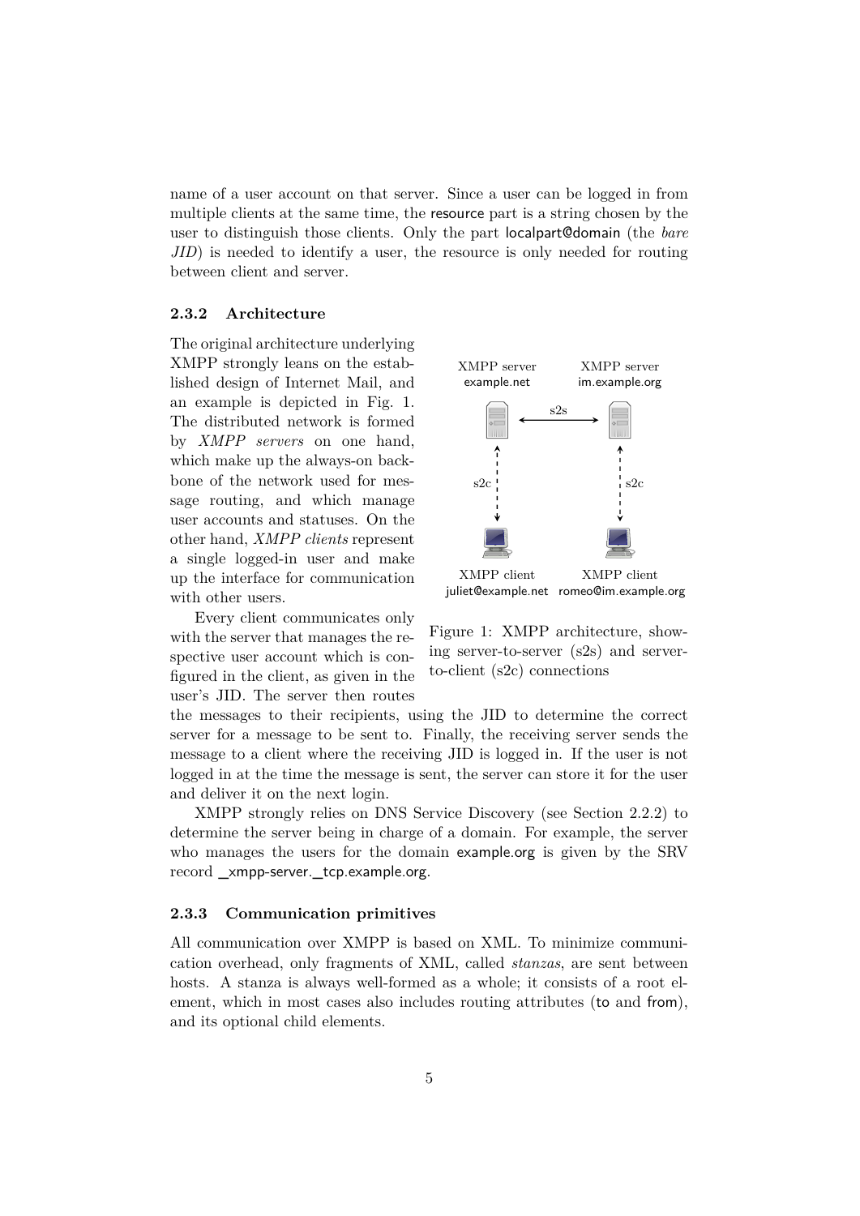name of a user account on that server. Since a user can be logged in from multiple clients at the same time, the resource part is a string chosen by the user to distinguish those clients. Only the part localpart@domain (the *bare JID*) is needed to identify a user, the resource is only needed for routing between client and server.

### 2.3.2 Architecture

The original architecture underlying XMPP strongly leans on the established design of Internet Mail, and an example is depicted in Fig. 1. The distributed network is formed by *XMPP servers* on one hand, which make up the always-on backbone of the network used for message routing, and which manage user accounts and statuses. On the other hand, *XMPP clients* represent a single logged-in user and make up the interface for communication with other users.

Every client communicates only with the server that manages the respective user account which is configured in the client, as given in the user's JID. The server then routes the messages to their recipients, using the JID to determine the correct server for a message to be sent to. Finally, the receiving server sends the message to a client where the receiving JID is logged in. If the user is not logged in at the time the message is sent, the server can store it for the user and deliver it on the next login.

Figure 1: XMPP architecture, showing server-to-server (s2s) and server-to-client (s2c) connections

XMPP strongly relies on DNS Service Discovery (see Section 2.2.2) to determine the server being in charge of a domain. For example, the server who manages the users for the domain example.org is given by the SRV record _xmpp-server._tcp.example.org.

### 2.3.3 Communication primitives

All communication over XMPP is based on XML. To minimize communication overhead, only fragments of XML, called *stanzas*, are sent between hosts. A stanza is always well-formed as a whole; it consists of a root element, which in most cases also includes routing attributes (to and from), and its optional child elements.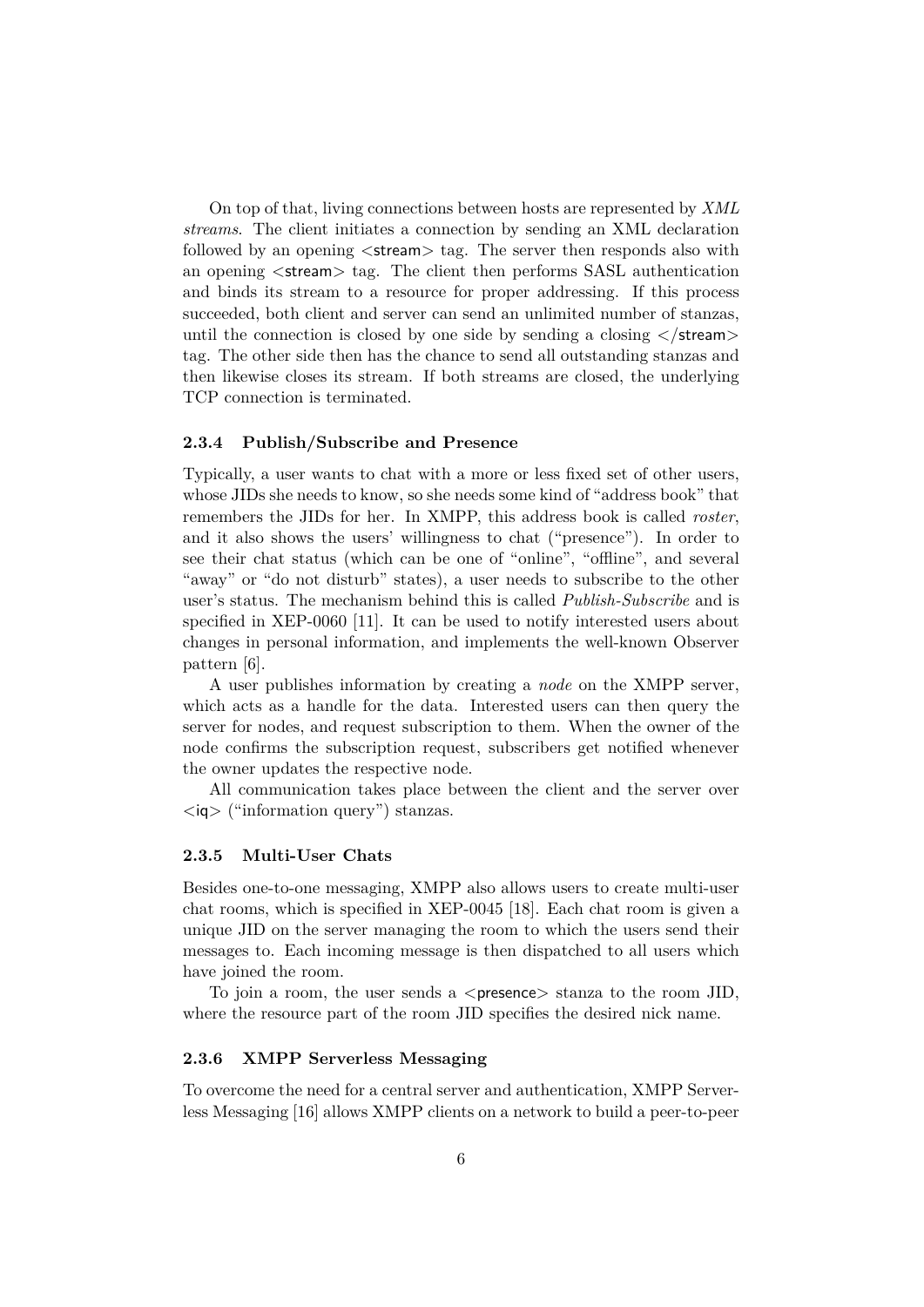On top of that, living connections between hosts are represented by *XML streams*. The client initiates a connection by sending an XML declaration followed by an opening <stream> tag. The server then responds also with an opening <stream> tag. The client then performs SASL authentication and binds its stream to a resource for proper addressing. If this process succeeded, both client and server can send an unlimited number of stanzas, until the connection is closed by one side by sending a closing </stream> tag. The other side then has the chance to send all outstanding stanzas and then likewise closes its stream. If both streams are closed, the underlying TCP connection is terminated.

### 2.3.4 Publish/Subscribe and Presence

Typically, a user wants to chat with a more or less fixed set of other users, whose JIDs she needs to know, so she needs some kind of "address book" that remembers the JIDs for her. In XMPP, this address book is called *roster*, and it also shows the users' willingness to chat ("presence"). In order to see their chat status (which can be one of "online", "offline", and several "away" or "do not disturb" states), a user needs to subscribe to the other user's status. The mechanism behind this is called *Publish-Subscribe* and is specified in XEP-0060 [11]. It can be used to notify interested users about changes in personal information, and implements the well-known Observer pattern [6].

A user publishes information by creating a *node* on the XMPP server, which acts as a handle for the data. Interested users can then query the server for nodes, and request subscription to them. When the owner of the node confirms the subscription request, subscribers get notified whenever the owner updates the respective node.

All communication takes place between the client and the server over <iq> ("information query") stanzas.

### 2.3.5 Multi-User Chats

Besides one-to-one messaging, XMPP also allows users to create multi-user chat rooms, which is specified in XEP-0045 [18]. Each chat room is given a unique JID on the server managing the room to which the users send their messages to. Each incoming message is then dispatched to all users which have joined the room.

To join a room, the user sends a <presence> stanza to the room JID, where the resource part of the room JID specifies the desired nick name.

### 2.3.6 XMPP Serverless Messaging

To overcome the need for a central server and authentication, XMPP Serverless Messaging [16] allows XMPP clients on a network to build a peer-to-peer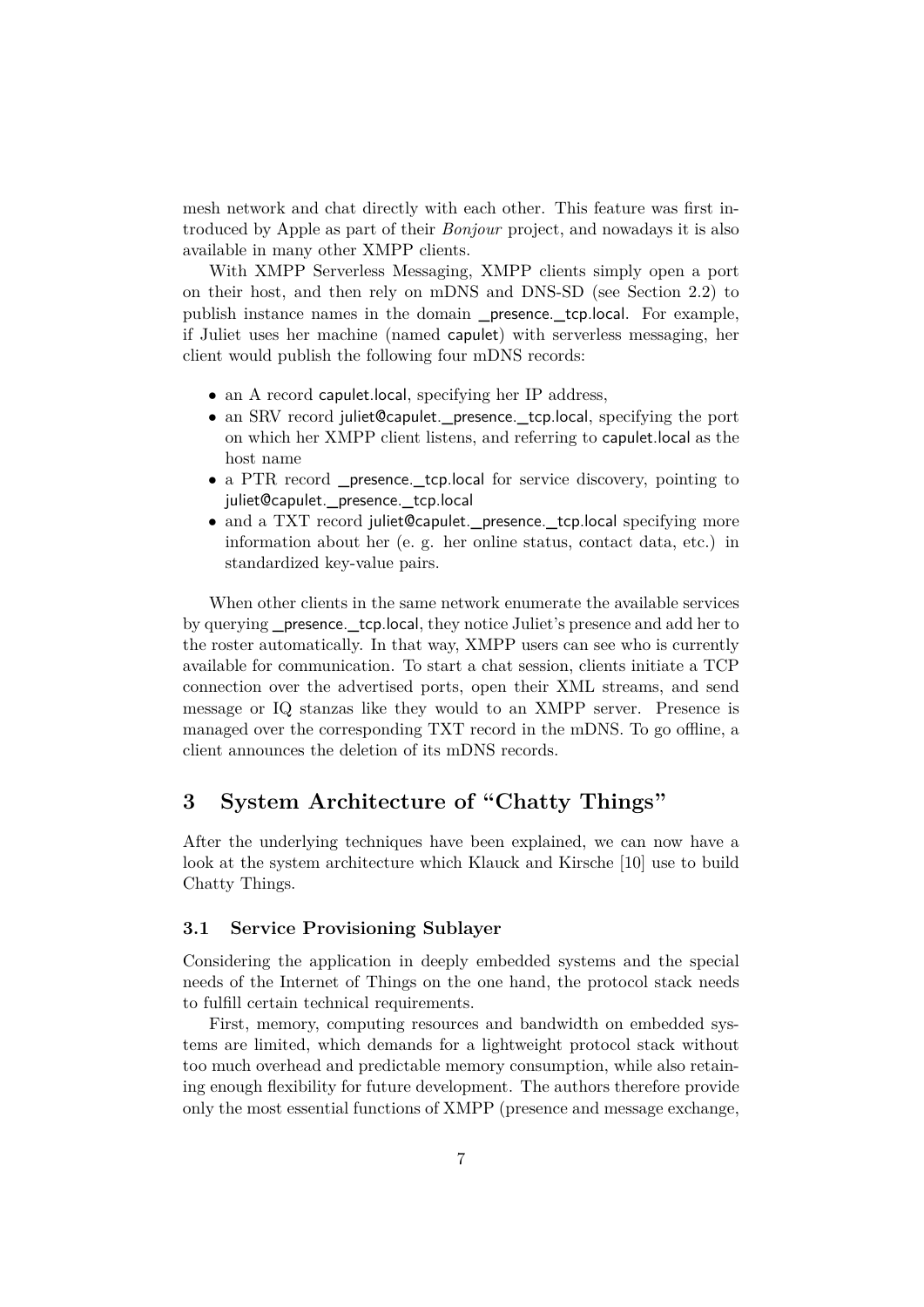mesh network and chat directly with each other. This feature was first introduced by Apple as part of their *Bonjour* project, and nowadays it is also available in many other XMPP clients.

With XMPP Serverless Messaging, XMPP clients simply open a port on their host, and then rely on mDNS and DNS-SD (see Section 2.2) to publish instance names in the domain _presence._tcp.local. For example, if Juliet uses her machine (named capulet) with serverless messaging, her client would publish the following four mDNS records:

- an A record capulet.local, specifying her IP address,
- an SRV record juliet@capulet._presence._tcp.local, specifying the port on which her XMPP client listens, and referring to capulet.local as the host name
- a PTR record _presence._tcp.local for service discovery, pointing to juliet@capulet._presence._tcp.local
- and a TXT record juliet@capulet._presence._tcp.local specifying more information about her (e. g. her online status, contact data, etc.) in standardized key-value pairs.

When other clients in the same network enumerate the available services by querying _presence._tcp.local, they notice Juliet's presence and add her to the roster automatically. In that way, XMPP users can see who is currently available for communication. To start a chat session, clients initiate a TCP connection over the advertised ports, open their XML streams, and send message or IQ stanzas like they would to an XMPP server. Presence is managed over the corresponding TXT record in the mDNS. To go offline, a client announces the deletion of its mDNS records.

# 3 System Architecture of "Chatty Things"

After the underlying techniques have been explained, we can now have a look at the system architecture which Klauck and Kirsche [10] use to build Chatty Things.

## 3.1 Service Provisioning Sublayer

Considering the application in deeply embedded systems and the special needs of the Internet of Things on the one hand, the protocol stack needs to fulfill certain technical requirements.

First, memory, computing resources and bandwidth on embedded systems are limited, which demands for a lightweight protocol stack without too much overhead and predictable memory consumption, while also retaining enough flexibility for future development. The authors therefore provide only the most essential functions of XMPP (presence and message exchange,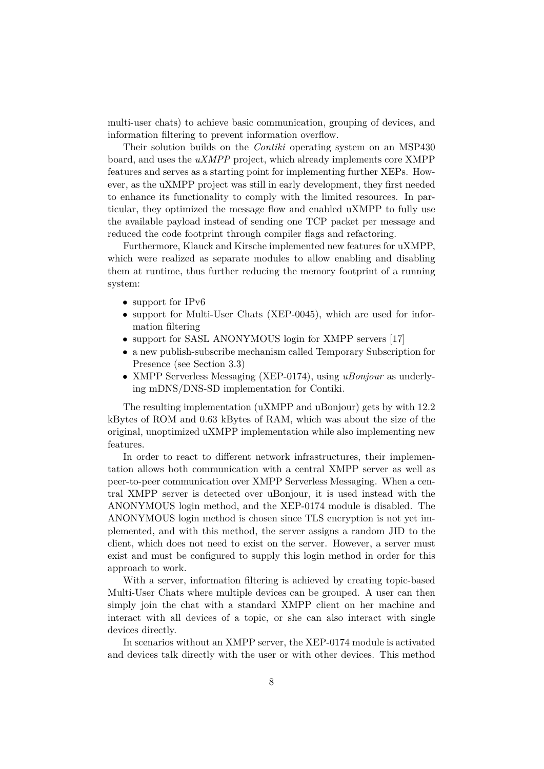multi-user chats) to achieve basic communication, grouping of devices, and information filtering to prevent information overflow.

Their solution builds on the *Contiki* operating system on an MSP430 board, and uses the *uXMPP* project, which already implements core XMPP features and serves as a starting point for implementing further XEPs. However, as the uXMPP project was still in early development, they first needed to enhance its functionality to comply with the limited resources. In particular, they optimized the message flow and enabled uXMPP to fully use the available payload instead of sending one TCP packet per message and reduced the code footprint through compiler flags and refactoring.

Furthermore, Klauck and Kirsche implemented new features for uXMPP, which were realized as separate modules to allow enabling and disabling them at runtime, thus further reducing the memory footprint of a running system:

- support for IPv6
- support for Multi-User Chats (XEP-0045), which are used for information filtering
- support for SASL ANONYMOUS login for XMPP servers [17]
- a new publish-subscribe mechanism called Temporary Subscription for Presence (see Section 3.3)
- XMPP Serverless Messaging (XEP-0174), using *uBonjour* as underlying mDNS/DNS-SD implementation for Contiki.

The resulting implementation (uXMPP and uBonjour) gets by with 12.2 kBytes of ROM and 0.63 kBytes of RAM, which was about the size of the original, unoptimized uXMPP implementation while also implementing new features.

In order to react to different network infrastructures, their implementation allows both communication with a central XMPP server as well as peer-to-peer communication over XMPP Serverless Messaging. When a central XMPP server is detected over uBonjour, it is used instead with the ANONYMOUS login method, and the XEP-0174 module is disabled. The ANONYMOUS login method is chosen since TLS encryption is not yet implemented, and with this method, the server assigns a random JID to the client, which does not need to exist on the server. However, a server must exist and must be configured to supply this login method in order for this approach to work.

With a server, information filtering is achieved by creating topic-based Multi-User Chats where multiple devices can be grouped. A user can then simply join the chat with a standard XMPP client on her machine and interact with all devices of a topic, or she can also interact with single devices directly.

In scenarios without an XMPP server, the XEP-0174 module is activated and devices talk directly with the user or with other devices. This method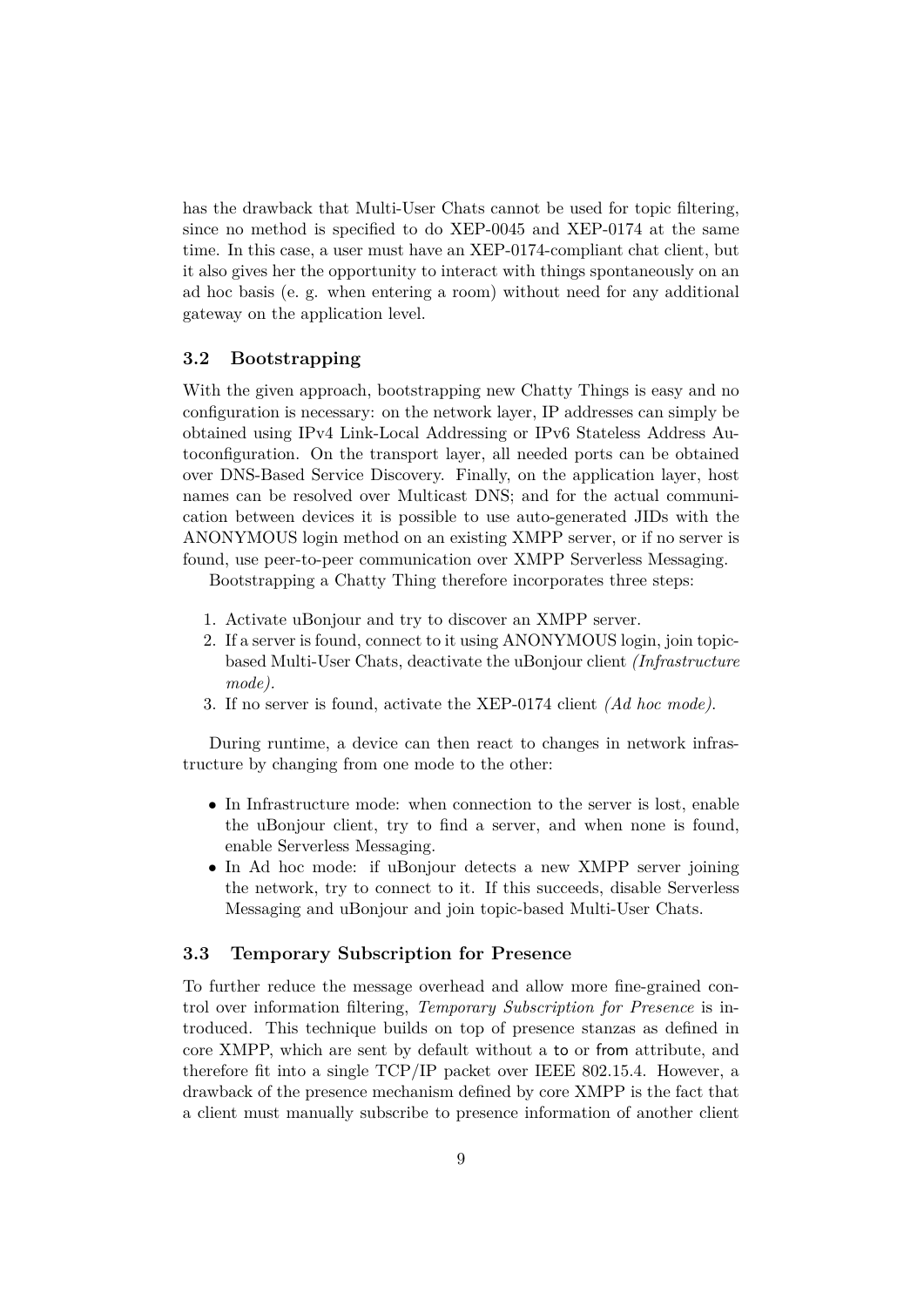has the drawback that Multi-User Chats cannot be used for topic filtering, since no method is specified to do XEP-0045 and XEP-0174 at the same time. In this case, a user must have an XEP-0174-compliant chat client, but it also gives her the opportunity to interact with things spontaneously on an ad hoc basis (e. g. when entering a room) without need for any additional gateway on the application level.

### 3.2 Bootstrapping

With the given approach, bootstrapping new Chatty Things is easy and no configuration is necessary: on the network layer, IP addresses can simply be obtained using IPv4 Link-Local Addressing or IPv6 Stateless Address Autoconfiguration. On the transport layer, all needed ports can be obtained over DNS-Based Service Discovery. Finally, on the application layer, host names can be resolved over Multicast DNS; and for the actual communication between devices it is possible to use auto-generated JIDs with the ANONYMOUS login method on an existing XMPP server, or if no server is found, use peer-to-peer communication over XMPP Serverless Messaging.

Bootstrapping a Chatty Thing therefore incorporates three steps:

1. Activate uBonjour and try to discover an XMPP server.
2. If a server is found, connect to it using ANONYMOUS login, join topic-based Multi-User Chats, deactivate the uBonjour client *(Infrastructure mode)*.
3. If no server is found, activate the XEP-0174 client *(Ad hoc mode)*.

During runtime, a device can then react to changes in network infrastructure by changing from one mode to the other:

- In Infrastructure mode: when connection to the server is lost, enable the uBonjour client, try to find a server, and when none is found, enable Serverless Messaging.
- In Ad hoc mode: if uBonjour detects a new XMPP server joining the network, try to connect to it. If this succeeds, disable Serverless Messaging and uBonjour and join topic-based Multi-User Chats.

### 3.3 Temporary Subscription for Presence

To further reduce the message overhead and allow more fine-grained control over information filtering, *Temporary Subscription for Presence* is introduced. This technique builds on top of presence stanzas as defined in core XMPP, which are sent by default without a `to` or `from` attribute, and therefore fit into a single TCP/IP packet over IEEE 802.15.4. However, a drawback of the presence mechanism defined by core XMPP is the fact that a client must manually subscribe to presence information of another client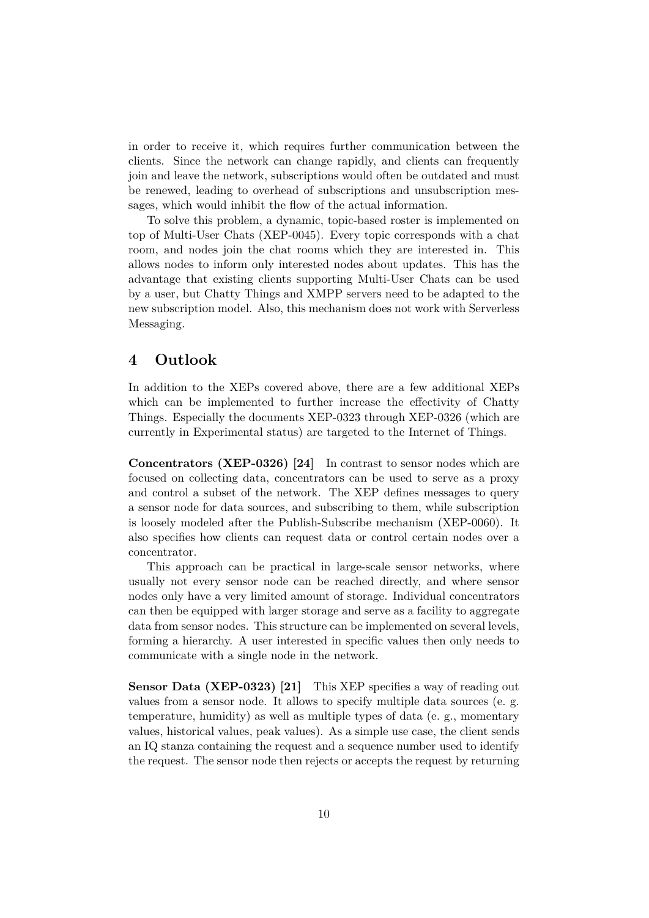in order to receive it, which requires further communication between the clients. Since the network can change rapidly, and clients can frequently join and leave the network, subscriptions would often be outdated and must be renewed, leading to overhead of subscriptions and unsubscription messages, which would inhibit the flow of the actual information.

To solve this problem, a dynamic, topic-based roster is implemented on top of Multi-User Chats (XEP-0045). Every topic corresponds with a chat room, and nodes join the chat rooms which they are interested in. This allows nodes to inform only interested nodes about updates. This has the advantage that existing clients supporting Multi-User Chats can be used by a user, but Chatty Things and XMPP servers need to be adapted to the new subscription model. Also, this mechanism does not work with Serverless Messaging.

# 4 Outlook

In addition to the XEPs covered above, there are a few additional XEPs which can be implemented to further increase the effectivity of Chatty Things. Especially the documents XEP-0323 through XEP-0326 (which are currently in Experimental status) are targeted to the Internet of Things.

**Concentrators (XEP-0326) [24]** In contrast to sensor nodes which are focused on collecting data, concentrators can be used to serve as a proxy and control a subset of the network. The XEP defines messages to query a sensor node for data sources, and subscribing to them, while subscription is loosely modeled after the Publish-Subscribe mechanism (XEP-0060). It also specifies how clients can request data or control certain nodes over a concentrator.

This approach can be practical in large-scale sensor networks, where usually not every sensor node can be reached directly, and where sensor nodes only have a very limited amount of storage. Individual concentrators can then be equipped with larger storage and serve as a facility to aggregate data from sensor nodes. This structure can be implemented on several levels, forming a hierarchy. A user interested in specific values then only needs to communicate with a single node in the network.

**Sensor Data (XEP-0323) [21]** This XEP specifies a way of reading out values from a sensor node. It allows to specify multiple data sources (e. g. temperature, humidity) as well as multiple types of data (e. g., momentary values, historical values, peak values). As a simple use case, the client sends an IQ stanza containing the request and a sequence number used to identify the request. The sensor node then rejects or accepts the request by returning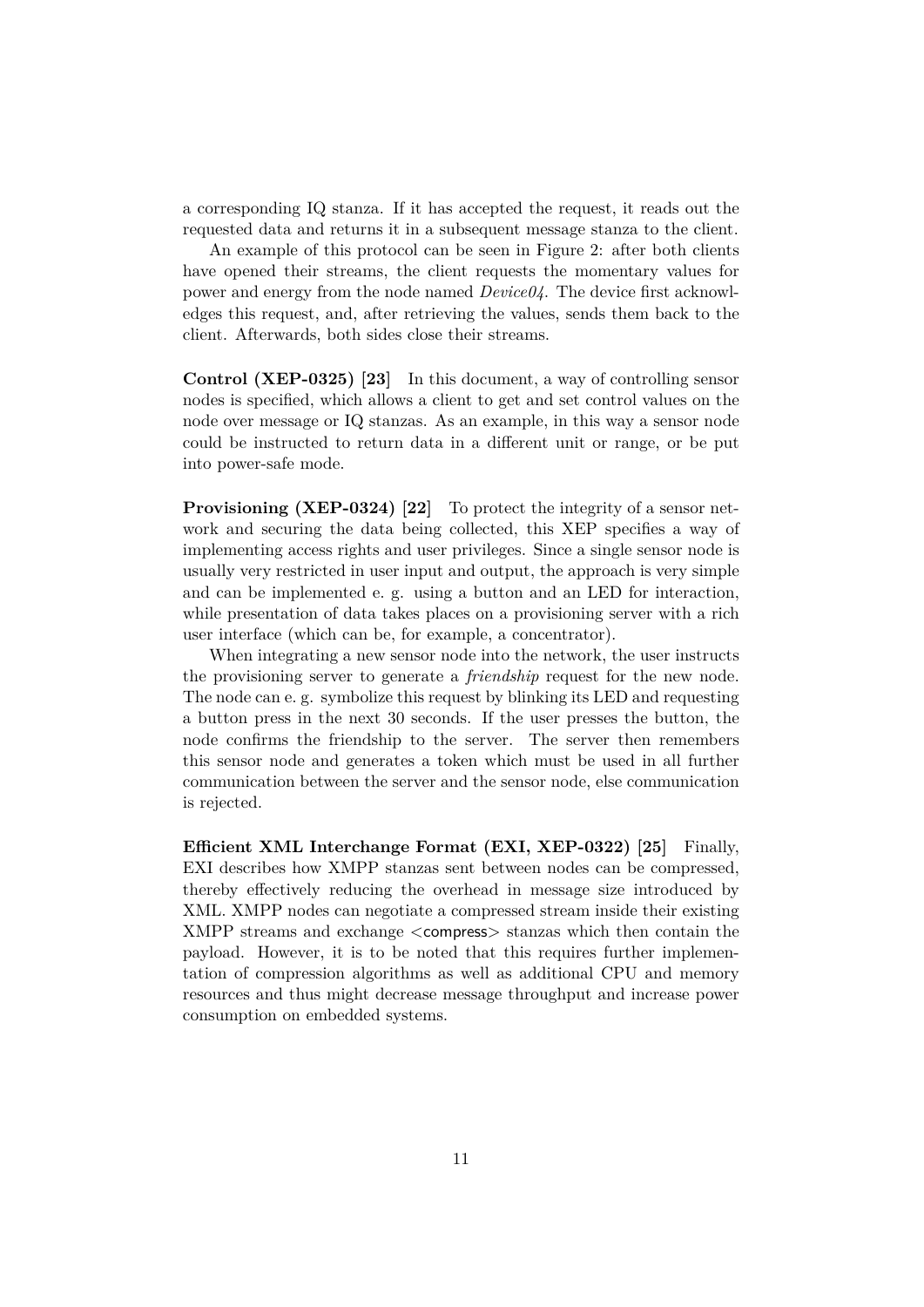a corresponding IQ stanza. If it has accepted the request, it reads out the requested data and returns it in a subsequent message stanza to the client.

An example of this protocol can be seen in Figure 2: after both clients have opened their streams, the client requests the momentary values for power and energy from the node named *Device04*. The device first acknowledges this request, and, after retrieving the values, sends them back to the client. Afterwards, both sides close their streams.

**Control (XEP-0325) [23]** In this document, a way of controlling sensor nodes is specified, which allows a client to get and set control values on the node over message or IQ stanzas. As an example, in this way a sensor node could be instructed to return data in a different unit or range, or be put into power-safe mode.

**Provisioning (XEP-0324) [22]** To protect the integrity of a sensor network and securing the data being collected, this XEP specifies a way of implementing access rights and user privileges. Since a single sensor node is usually very restricted in user input and output, the approach is very simple and can be implemented e. g. using a button and an LED for interaction, while presentation of data takes places on a provisioning server with a rich user interface (which can be, for example, a concentrator).

When integrating a new sensor node into the network, the user instructs the provisioning server to generate a *friendship* request for the new node. The node can e. g. symbolize this request by blinking its LED and requesting a button press in the next 30 seconds. If the user presses the button, the node confirms the friendship to the server. The server then remembers this sensor node and generates a token which must be used in all further communication between the server and the sensor node, else communication is rejected.

**Efficient XML Interchange Format (EXI, XEP-0322) [25]** Finally, EXI describes how XMPP stanzas sent between nodes can be compressed, thereby effectively reducing the overhead in message size introduced by XML. XMPP nodes can negotiate a compressed stream inside their existing XMPP streams and exchange <compress> stanzas which then contain the payload. However, it is to be noted that this requires further implementation of compression algorithms as well as additional CPU and memory resources and thus might decrease message throughput and increase power consumption on embedded systems.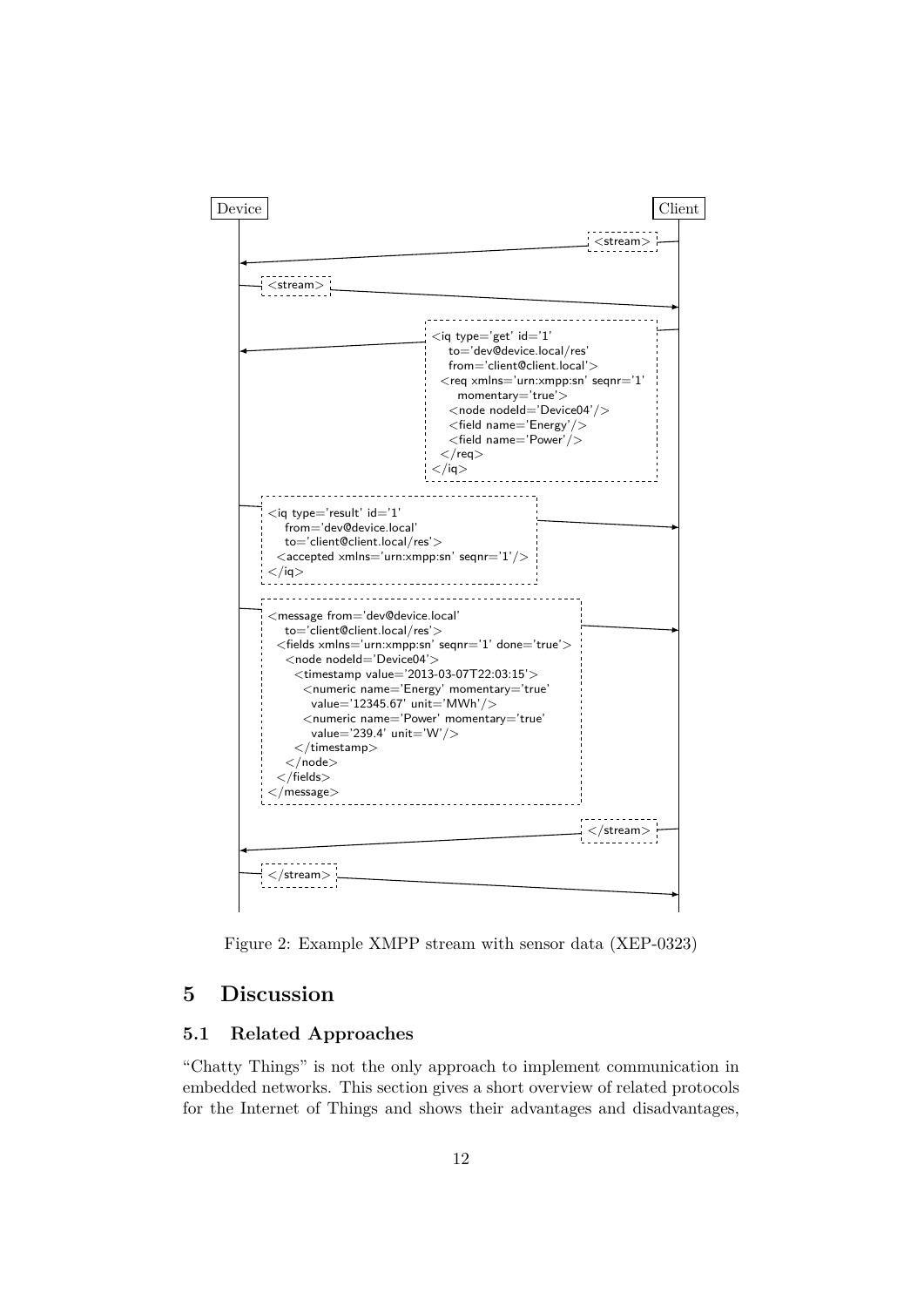```
Device                                                    Client

         <--------------------------------- <stream>

<stream> --------------------------------->

         <--------------------------------- <iq type='get' id='1'
                                                to='dev@device.local/res'
                                                from='client@client.local'>
                                              <req xmlns='urn:xmpp:sn' seqnr='1'
                                                  momentary='true'>
                                                <node nodeId='Device04'/>
                                                <field name='Energy'/>
                                                <field name='Power'/>
                                              </req>
                                            </iq>

<iq type='result' id='1'
    from='dev@device.local'
    to='client@client.local/res'>
  <accepted xmlns='urn:xmpp:sn' seqnr='1'/>
</iq>                                      --------------------------------->

<message from='dev@device.local'
    to='client@client.local/res'>
  <fields xmlns='urn:xmpp:sn' seqnr='1' done='true'>
    <node nodeId='Device04'>
      <timestamp value='2013-03-07T22:03:15'>
        <numeric name='Energy' momentary='true'
          value='12345.67' unit='MWh'/>
        <numeric name='Power' momentary='true'
          value='239.4' unit='W'/>
      </timestamp>
    </node>
  </fields>
</message>                                 --------------------------------->

         <--------------------------------- </stream>

</stream> -------------------------------->
```

Figure 2: Example XMPP stream with sensor data (XEP-0323)

# 5 Discussion

## 5.1 Related Approaches

"Chatty Things" is not the only approach to implement communication in embedded networks. This section gives a short overview of related protocols for the Internet of Things and shows their advantages and disadvantages,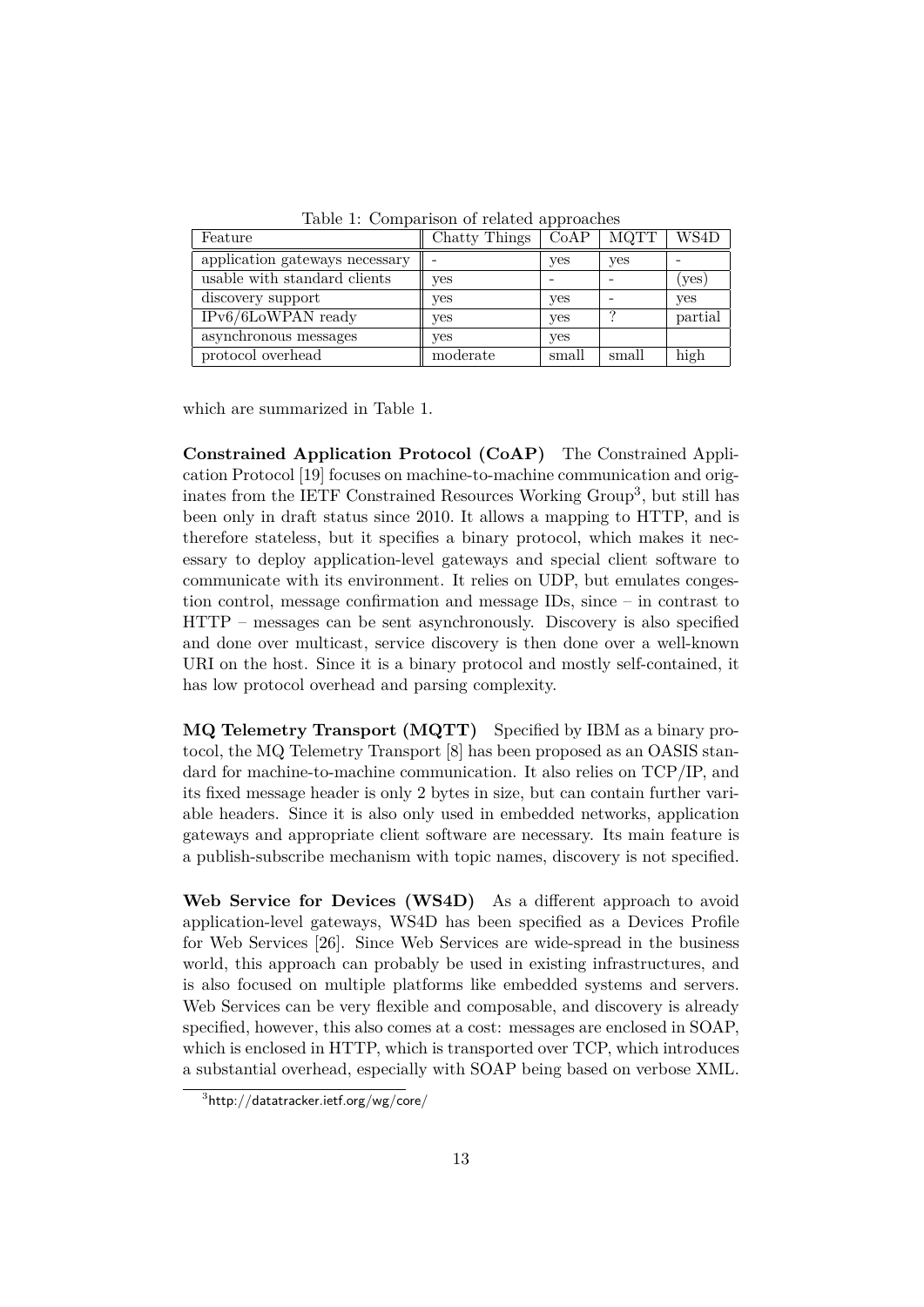Table 1: Comparison of related approaches

| Feature | Chatty Things | CoAP | MQTT | WS4D |
|---|---|---|---|---|
| application gateways necessary | - | yes | yes | - |
| usable with standard clients | yes | - | - | (yes) |
| discovery support | yes | yes | - | yes |
| IPv6/6LoWPAN ready | yes | yes | ? | partial |
| asynchronous messages | yes | yes | | |
| protocol overhead | moderate | small | small | high |

which are summarized in Table 1.

**Constrained Application Protocol (CoAP)** The Constrained Application Protocol [19] focuses on machine-to-machine communication and originates from the IETF Constrained Resources Working Group[3], but still has been only in draft status since 2010. It allows a mapping to HTTP, and is therefore stateless, but it specifies a binary protocol, which makes it necessary to deploy application-level gateways and special client software to communicate with its environment. It relies on UDP, but emulates congestion control, message confirmation and message IDs, since – in contrast to HTTP – messages can be sent asynchronously. Discovery is also specified and done over multicast, service discovery is then done over a well-known URI on the host. Since it is a binary protocol and mostly self-contained, it has low protocol overhead and parsing complexity.

**MQ Telemetry Transport (MQTT)** Specified by IBM as a binary protocol, the MQ Telemetry Transport [8] has been proposed as an OASIS standard for machine-to-machine communication. It also relies on TCP/IP, and its fixed message header is only 2 bytes in size, but can contain further variable headers. Since it is also only used in embedded networks, application gateways and appropriate client software are necessary. Its main feature is a publish-subscribe mechanism with topic names, discovery is not specified.

**Web Service for Devices (WS4D)** As a different approach to avoid application-level gateways, WS4D has been specified as a Devices Profile for Web Services [26]. Since Web Services are wide-spread in the business world, this approach can probably be used in existing infrastructures, and is also focused on multiple platforms like embedded systems and servers. Web Services can be very flexible and composable, and discovery is already specified, however, this also comes at a cost: messages are enclosed in SOAP, which is enclosed in HTTP, which is transported over TCP, which introduces a substantial overhead, especially with SOAP being based on verbose XML.

[3] http://datatracker.ietf.org/wg/core/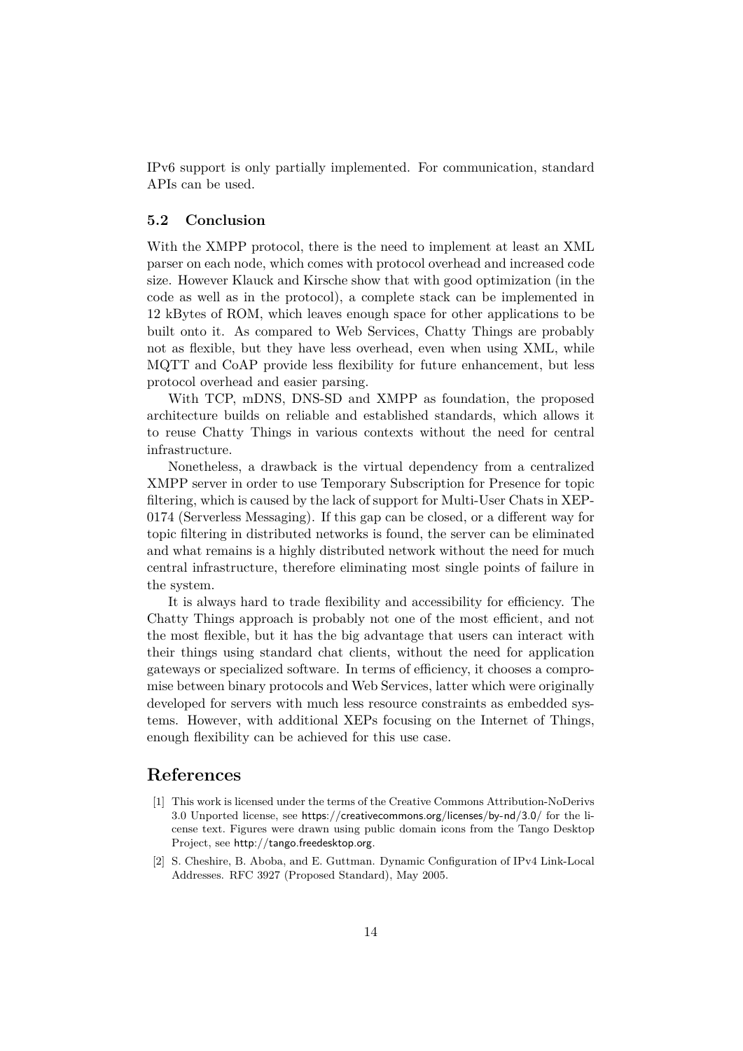IPv6 support is only partially implemented. For communication, standard APIs can be used.

### 5.2 Conclusion

With the XMPP protocol, there is the need to implement at least an XML parser on each node, which comes with protocol overhead and increased code size. However Klauck and Kirsche show that with good optimization (in the code as well as in the protocol), a complete stack can be implemented in 12 kBytes of ROM, which leaves enough space for other applications to be built onto it. As compared to Web Services, Chatty Things are probably not as flexible, but they have less overhead, even when using XML, while MQTT and CoAP provide less flexibility for future enhancement, but less protocol overhead and easier parsing.

With TCP, mDNS, DNS-SD and XMPP as foundation, the proposed architecture builds on reliable and established standards, which allows it to reuse Chatty Things in various contexts without the need for central infrastructure.

Nonetheless, a drawback is the virtual dependency from a centralized XMPP server in order to use Temporary Subscription for Presence for topic filtering, which is caused by the lack of support for Multi-User Chats in XEP-0174 (Serverless Messaging). If this gap can be closed, or a different way for topic filtering in distributed networks is found, the server can be eliminated and what remains is a highly distributed network without the need for much central infrastructure, therefore eliminating most single points of failure in the system.

It is always hard to trade flexibility and accessibility for efficiency. The Chatty Things approach is probably not one of the most efficient, and not the most flexible, but it has the big advantage that users can interact with their things using standard chat clients, without the need for application gateways or specialized software. In terms of efficiency, it chooses a compromise between binary protocols and Web Services, latter which were originally developed for servers with much less resource constraints as embedded systems. However, with additional XEPs focusing on the Internet of Things, enough flexibility can be achieved for this use case.

## References

[1] This work is licensed under the terms of the Creative Commons Attribution-NoDerivs 3.0 Unported license, see https://creativecommons.org/licenses/by-nd/3.0/ for the license text. Figures were drawn using public domain icons from the Tango Desktop Project, see http://tango.freedesktop.org.

[2] S. Cheshire, B. Aboba, and E. Guttman. Dynamic Configuration of IPv4 Link-Local Addresses. RFC 3927 (Proposed Standard), May 2005.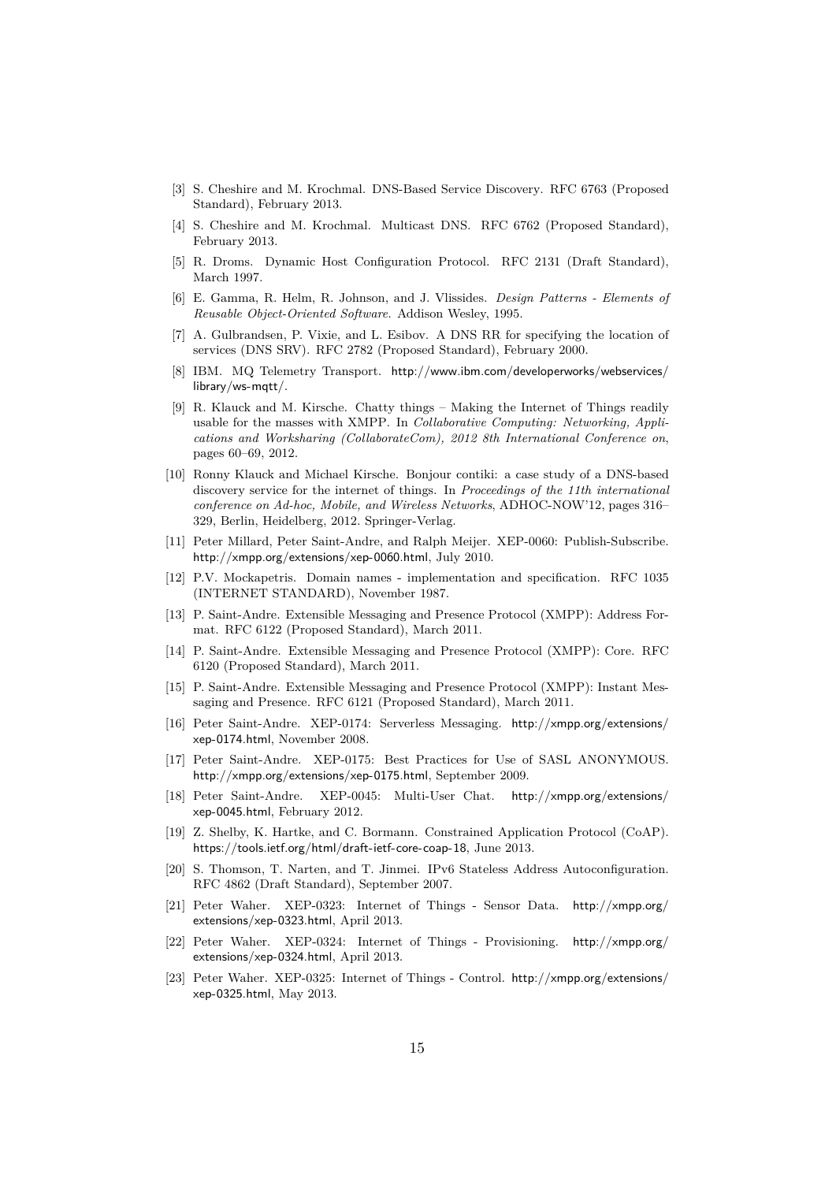[3] S. Cheshire and M. Krochmal. DNS-Based Service Discovery. RFC 6763 (Proposed Standard), February 2013.

[4] S. Cheshire and M. Krochmal. Multicast DNS. RFC 6762 (Proposed Standard), February 2013.

[5] R. Droms. Dynamic Host Configuration Protocol. RFC 2131 (Draft Standard), March 1997.

[6] E. Gamma, R. Helm, R. Johnson, and J. Vlissides. *Design Patterns - Elements of Reusable Object-Oriented Software*. Addison Wesley, 1995.

[7] A. Gulbrandsen, P. Vixie, and L. Esibov. A DNS RR for specifying the location of services (DNS SRV). RFC 2782 (Proposed Standard), February 2000.

[8] IBM. MQ Telemetry Transport. http://www.ibm.com/developerworks/webservices/library/ws-mqtt/.

[9] R. Klauck and M. Kirsche. Chatty things – Making the Internet of Things readily usable for the masses with XMPP. In *Collaborative Computing: Networking, Applications and Worksharing (CollaborateCom), 2012 8th International Conference on*, pages 60–69, 2012.

[10] Ronny Klauck and Michael Kirsche. Bonjour contiki: a case study of a DNS-based discovery service for the internet of things. In *Proceedings of the 11th international conference on Ad-hoc, Mobile, and Wireless Networks*, ADHOC-NOW'12, pages 316–329, Berlin, Heidelberg, 2012. Springer-Verlag.

[11] Peter Millard, Peter Saint-Andre, and Ralph Meijer. XEP-0060: Publish-Subscribe. http://xmpp.org/extensions/xep-0060.html, July 2010.

[12] P.V. Mockapetris. Domain names - implementation and specification. RFC 1035 (INTERNET STANDARD), November 1987.

[13] P. Saint-Andre. Extensible Messaging and Presence Protocol (XMPP): Address Format. RFC 6122 (Proposed Standard), March 2011.

[14] P. Saint-Andre. Extensible Messaging and Presence Protocol (XMPP): Core. RFC 6120 (Proposed Standard), March 2011.

[15] P. Saint-Andre. Extensible Messaging and Presence Protocol (XMPP): Instant Messaging and Presence. RFC 6121 (Proposed Standard), March 2011.

[16] Peter Saint-Andre. XEP-0174: Serverless Messaging. http://xmpp.org/extensions/xep-0174.html, November 2008.

[17] Peter Saint-Andre. XEP-0175: Best Practices for Use of SASL ANONYMOUS. http://xmpp.org/extensions/xep-0175.html, September 2009.

[18] Peter Saint-Andre. XEP-0045: Multi-User Chat. http://xmpp.org/extensions/xep-0045.html, February 2012.

[19] Z. Shelby, K. Hartke, and C. Bormann. Constrained Application Protocol (CoAP). https://tools.ietf.org/html/draft-ietf-core-coap-18, June 2013.

[20] S. Thomson, T. Narten, and T. Jinmei. IPv6 Stateless Address Autoconfiguration. RFC 4862 (Draft Standard), September 2007.

[21] Peter Waher. XEP-0323: Internet of Things - Sensor Data. http://xmpp.org/extensions/xep-0323.html, April 2013.

[22] Peter Waher. XEP-0324: Internet of Things - Provisioning. http://xmpp.org/extensions/xep-0324.html, April 2013.

[23] Peter Waher. XEP-0325: Internet of Things - Control. http://xmpp.org/extensions/xep-0325.html, May 2013.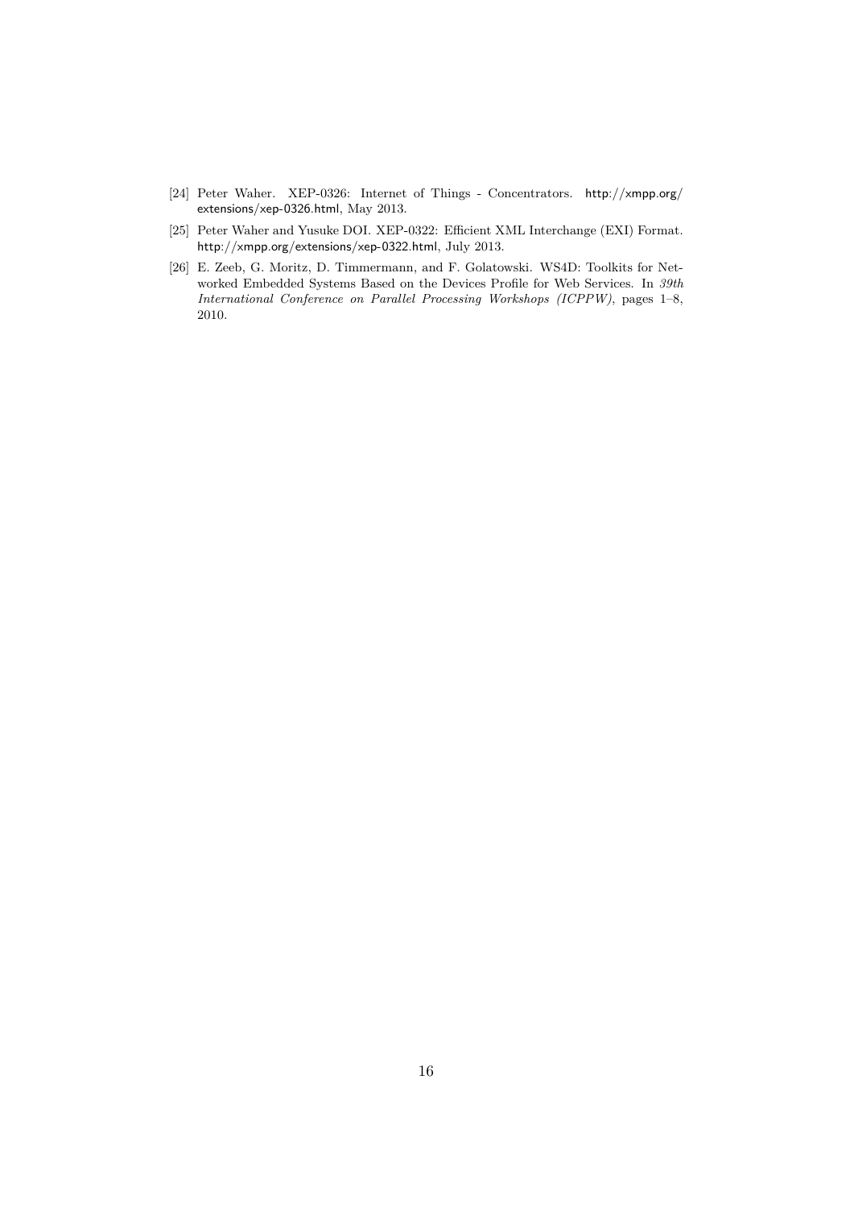[24] Peter Waher. XEP-0326: Internet of Things - Concentrators. http://xmpp.org/extensions/xep-0326.html, May 2013.

[25] Peter Waher and Yusuke DOI. XEP-0322: Efficient XML Interchange (EXI) Format. http://xmpp.org/extensions/xep-0322.html, July 2013.

[26] E. Zeeb, G. Moritz, D. Timmermann, and F. Golatowski. WS4D: Toolkits for Networked Embedded Systems Based on the Devices Profile for Web Services. In *39th International Conference on Parallel Processing Workshops (ICPPW)*, pages 1–8, 2010.